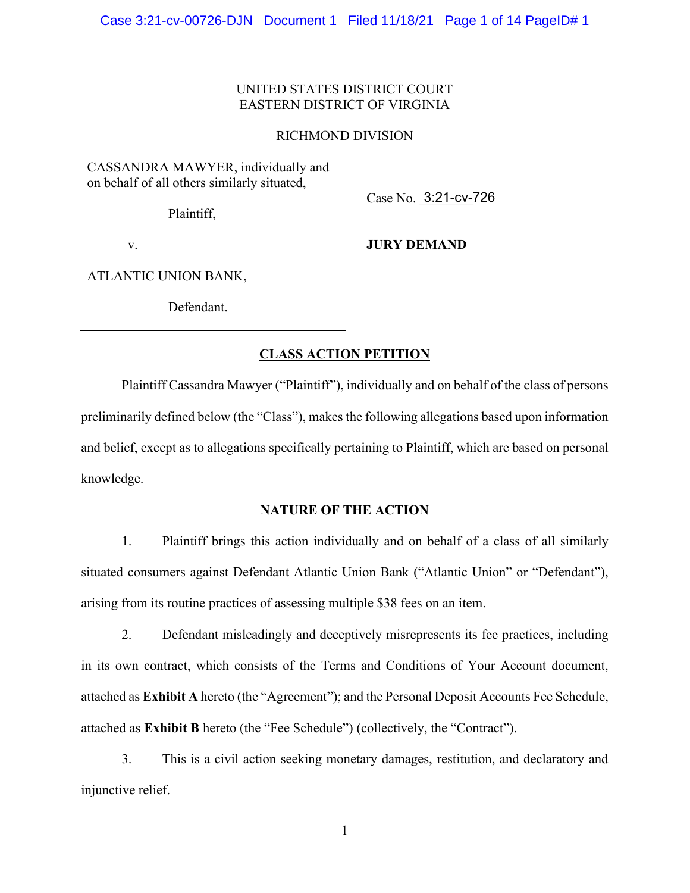UNITED STATES DISTRICT COURT
EASTERN DISTRICT OF VIRGINIA

RICHMOND DIVISION

| | |
|---|---|
| CASSANDRA MAWYER, individually and on behalf of all others similarly situated, | Case No. 3:21-cv-726 |
| Plaintiff, | |
| v. | **JURY DEMAND** |
| ATLANTIC UNION BANK, | |
| Defendant. | |

## CLASS ACTION PETITION

Plaintiff Cassandra Mawyer ("Plaintiff"), individually and on behalf of the class of persons preliminarily defined below (the "Class"), makes the following allegations based upon information and belief, except as to allegations specifically pertaining to Plaintiff, which are based on personal knowledge.

## NATURE OF THE ACTION

1. Plaintiff brings this action individually and on behalf of a class of all similarly situated consumers against Defendant Atlantic Union Bank ("Atlantic Union" or "Defendant"), arising from its routine practices of assessing multiple $38 fees on an item.

2. Defendant misleadingly and deceptively misrepresents its fee practices, including in its own contract, which consists of the Terms and Conditions of Your Account document, attached as **Exhibit A** hereto (the "Agreement"); and the Personal Deposit Accounts Fee Schedule, attached as **Exhibit B** hereto (the "Fee Schedule") (collectively, the "Contract").

3. This is a civil action seeking monetary damages, restitution, and declaratory and injunctive relief.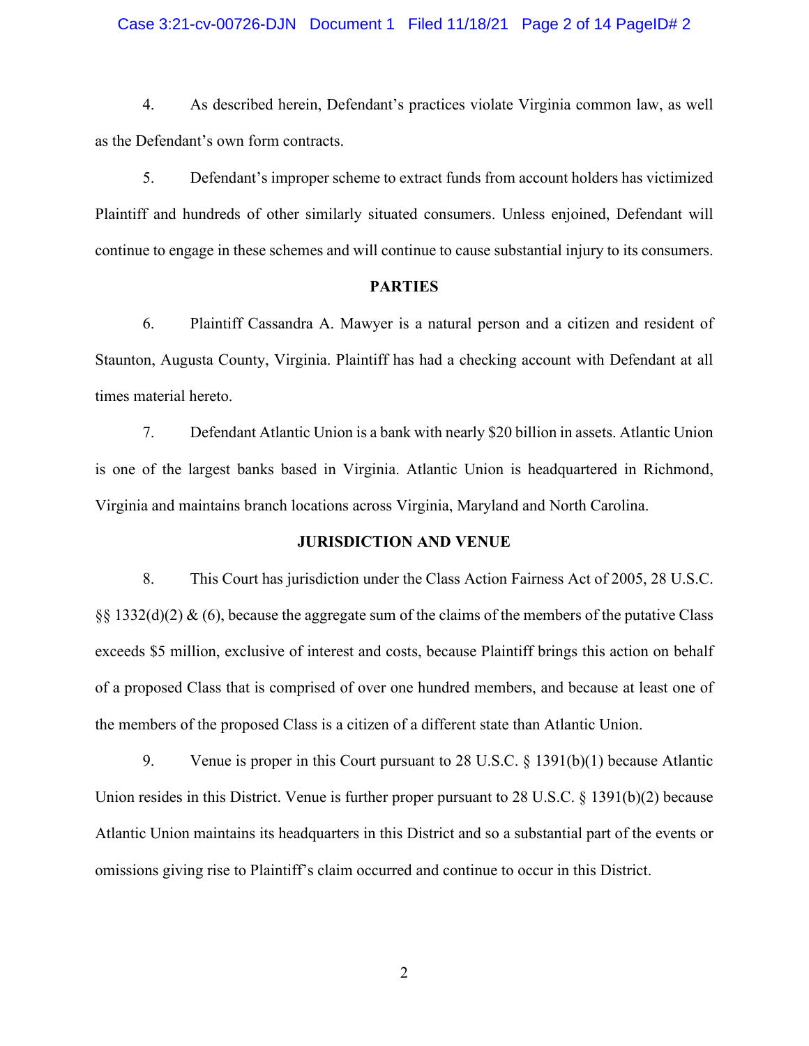4. As described herein, Defendant's practices violate Virginia common law, as well as the Defendant's own form contracts.

5. Defendant's improper scheme to extract funds from account holders has victimized Plaintiff and hundreds of other similarly situated consumers. Unless enjoined, Defendant will continue to engage in these schemes and will continue to cause substantial injury to its consumers.

## PARTIES

6. Plaintiff Cassandra A. Mawyer is a natural person and a citizen and resident of Staunton, Augusta County, Virginia. Plaintiff has had a checking account with Defendant at all times material hereto.

7. Defendant Atlantic Union is a bank with nearly $20 billion in assets. Atlantic Union is one of the largest banks based in Virginia. Atlantic Union is headquartered in Richmond, Virginia and maintains branch locations across Virginia, Maryland and North Carolina.

## JURISDICTION AND VENUE

8. This Court has jurisdiction under the Class Action Fairness Act of 2005, 28 U.S.C. §§ 1332(d)(2) & (6), because the aggregate sum of the claims of the members of the putative Class exceeds $5 million, exclusive of interest and costs, because Plaintiff brings this action on behalf of a proposed Class that is comprised of over one hundred members, and because at least one of the members of the proposed Class is a citizen of a different state than Atlantic Union.

9. Venue is proper in this Court pursuant to 28 U.S.C. § 1391(b)(1) because Atlantic Union resides in this District. Venue is further proper pursuant to 28 U.S.C. § 1391(b)(2) because Atlantic Union maintains its headquarters in this District and so a substantial part of the events or omissions giving rise to Plaintiff's claim occurred and continue to occur in this District.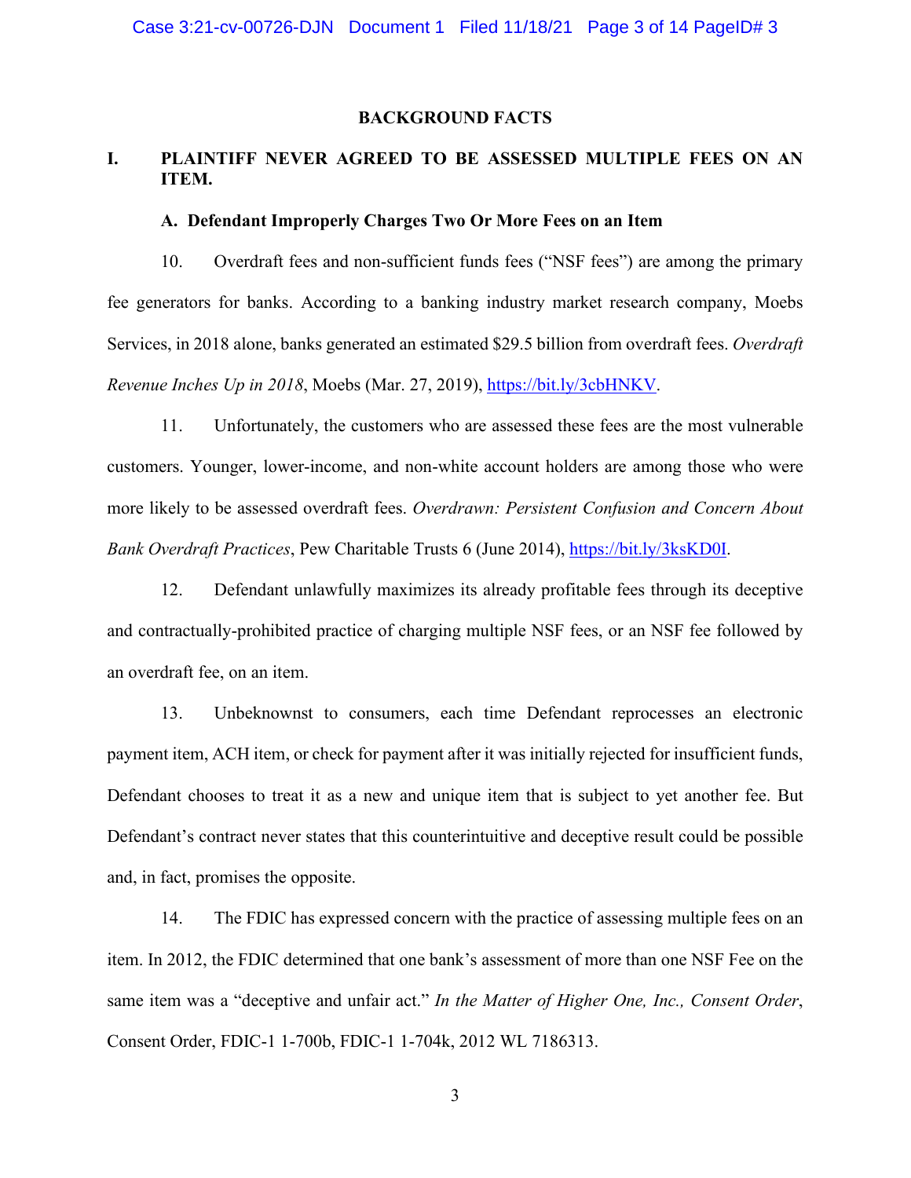## BACKGROUND FACTS

### I. PLAINTIFF NEVER AGREED TO BE ASSESSED MULTIPLE FEES ON AN ITEM.

#### A. Defendant Improperly Charges Two Or More Fees on an Item

10. Overdraft fees and non-sufficient funds fees ("NSF fees") are among the primary fee generators for banks. According to a banking industry market research company, Moebs Services, in 2018 alone, banks generated an estimated $29.5 billion from overdraft fees. *Overdraft Revenue Inches Up in 2018*, Moebs (Mar. 27, 2019), https://bit.ly/3cbHNKV.

11. Unfortunately, the customers who are assessed these fees are the most vulnerable customers. Younger, lower-income, and non-white account holders are among those who were more likely to be assessed overdraft fees. *Overdrawn: Persistent Confusion and Concern About Bank Overdraft Practices*, Pew Charitable Trusts 6 (June 2014), https://bit.ly/3ksKD0I.

12. Defendant unlawfully maximizes its already profitable fees through its deceptive and contractually-prohibited practice of charging multiple NSF fees, or an NSF fee followed by an overdraft fee, on an item.

13. Unbeknownst to consumers, each time Defendant reprocesses an electronic payment item, ACH item, or check for payment after it was initially rejected for insufficient funds, Defendant chooses to treat it as a new and unique item that is subject to yet another fee. But Defendant's contract never states that this counterintuitive and deceptive result could be possible and, in fact, promises the opposite.

14. The FDIC has expressed concern with the practice of assessing multiple fees on an item. In 2012, the FDIC determined that one bank's assessment of more than one NSF Fee on the same item was a "deceptive and unfair act." *In the Matter of Higher One, Inc., Consent Order*, Consent Order, FDIC-1 1-700b, FDIC-1 1-704k, 2012 WL 7186313.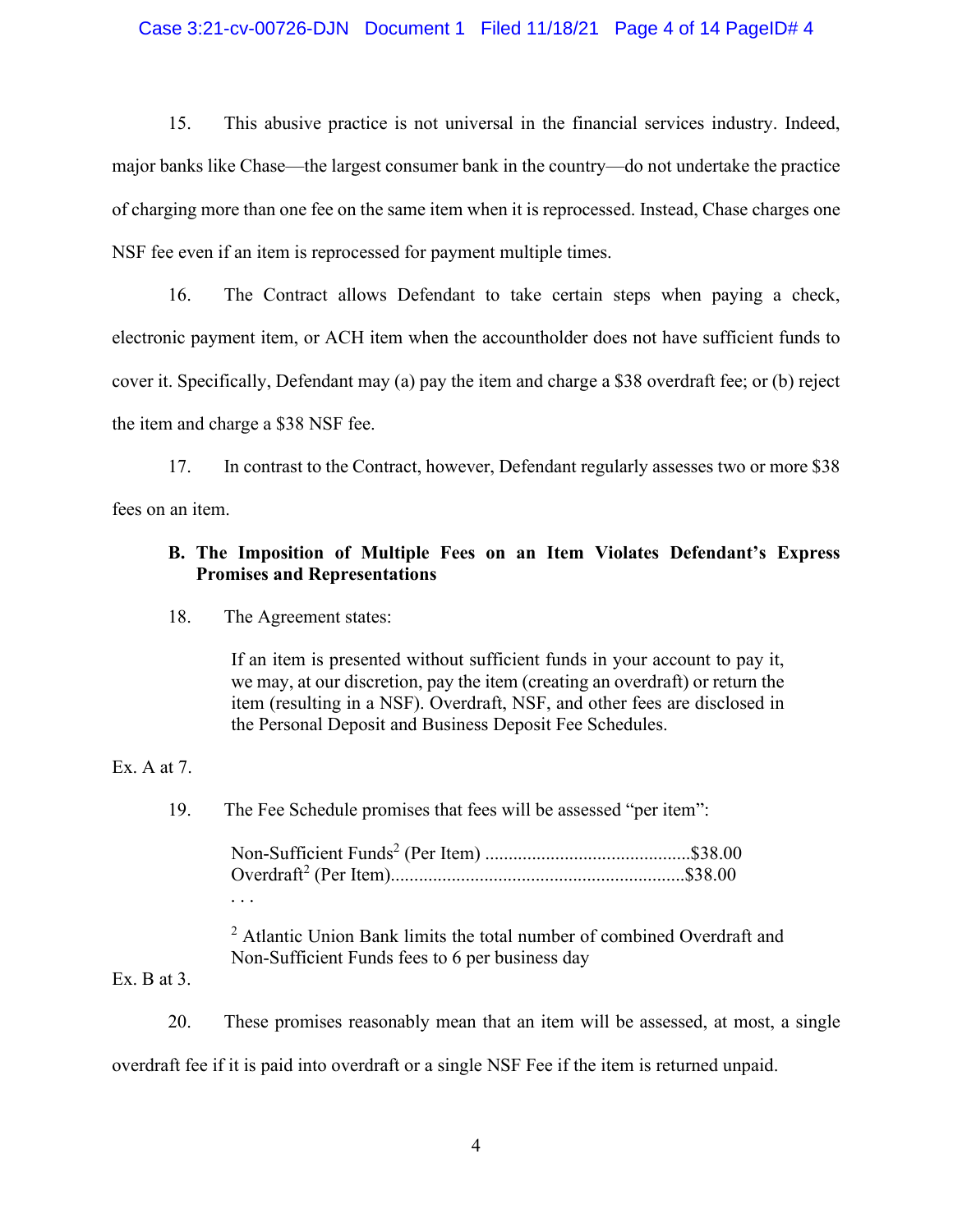15. This abusive practice is not universal in the financial services industry. Indeed, major banks like Chase—the largest consumer bank in the country—do not undertake the practice of charging more than one fee on the same item when it is reprocessed. Instead, Chase charges one NSF fee even if an item is reprocessed for payment multiple times.

16. The Contract allows Defendant to take certain steps when paying a check, electronic payment item, or ACH item when the accountholder does not have sufficient funds to cover it. Specifically, Defendant may (a) pay the item and charge a $38 overdraft fee; or (b) reject the item and charge a $38 NSF fee.

17. In contrast to the Contract, however, Defendant regularly assesses two or more $38 fees on an item.

### B. The Imposition of Multiple Fees on an Item Violates Defendant's Express Promises and Representations

18. The Agreement states:

> If an item is presented without sufficient funds in your account to pay it, we may, at our discretion, pay the item (creating an overdraft) or return the item (resulting in a NSF). Overdraft, NSF, and other fees are disclosed in the Personal Deposit and Business Deposit Fee Schedules.

Ex. A at 7.

19. The Fee Schedule promises that fees will be assessed "per item":

> Non-Sufficient Funds[2] (Per Item) ............................................$38.00
> Overdraft[2] (Per Item)..............................................................$38.00
> . . .
>
> [2] Atlantic Union Bank limits the total number of combined Overdraft and Non-Sufficient Funds fees to 6 per business day

Ex. B at 3.

20. These promises reasonably mean that an item will be assessed, at most, a single overdraft fee if it is paid into overdraft or a single NSF Fee if the item is returned unpaid.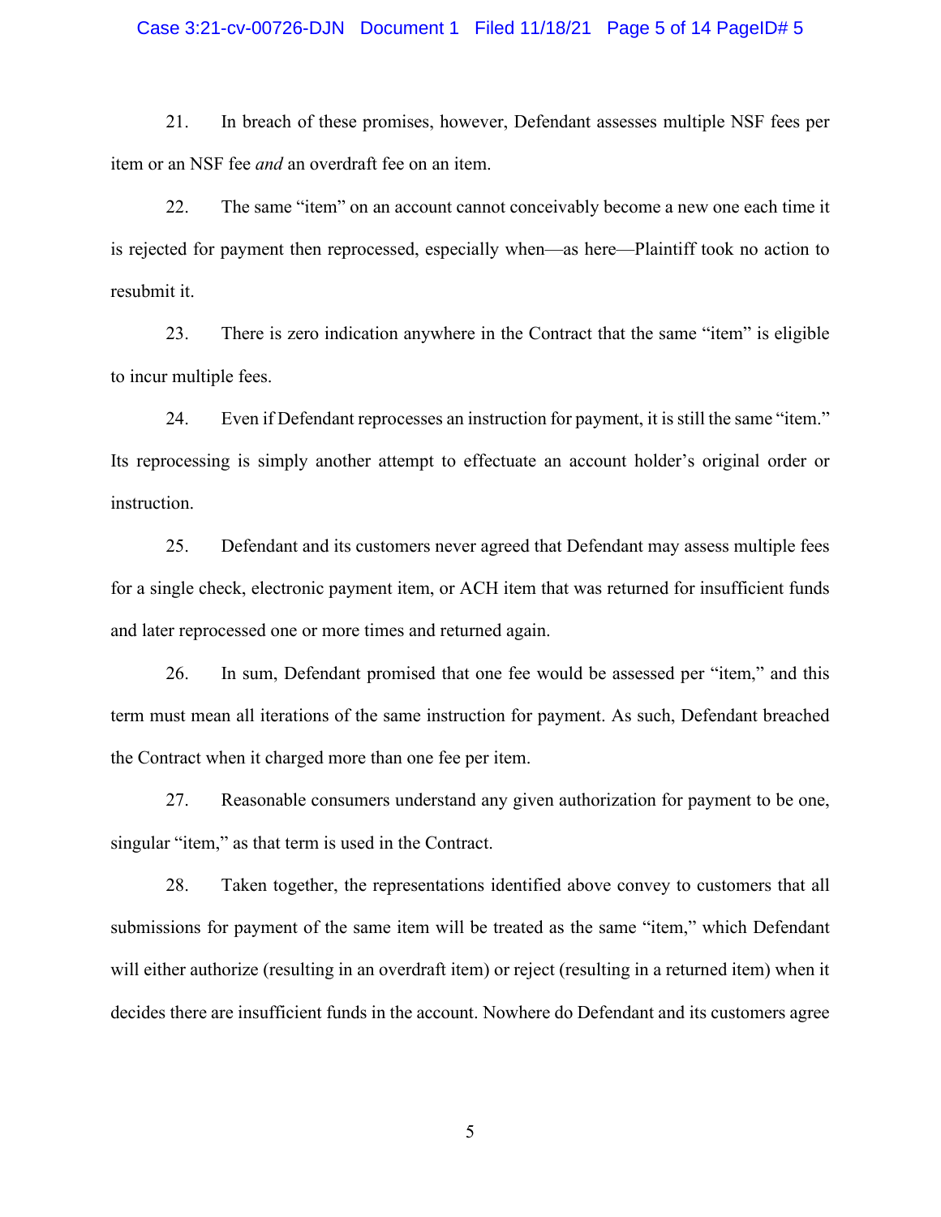21. In breach of these promises, however, Defendant assesses multiple NSF fees per item or an NSF fee *and* an overdraft fee on an item.

22. The same "item" on an account cannot conceivably become a new one each time it is rejected for payment then reprocessed, especially when—as here—Plaintiff took no action to resubmit it.

23. There is zero indication anywhere in the Contract that the same "item" is eligible to incur multiple fees.

24. Even if Defendant reprocesses an instruction for payment, it is still the same "item." Its reprocessing is simply another attempt to effectuate an account holder's original order or instruction.

25. Defendant and its customers never agreed that Defendant may assess multiple fees for a single check, electronic payment item, or ACH item that was returned for insufficient funds and later reprocessed one or more times and returned again.

26. In sum, Defendant promised that one fee would be assessed per "item," and this term must mean all iterations of the same instruction for payment. As such, Defendant breached the Contract when it charged more than one fee per item.

27. Reasonable consumers understand any given authorization for payment to be one, singular "item," as that term is used in the Contract.

28. Taken together, the representations identified above convey to customers that all submissions for payment of the same item will be treated as the same "item," which Defendant will either authorize (resulting in an overdraft item) or reject (resulting in a returned item) when it decides there are insufficient funds in the account. Nowhere do Defendant and its customers agree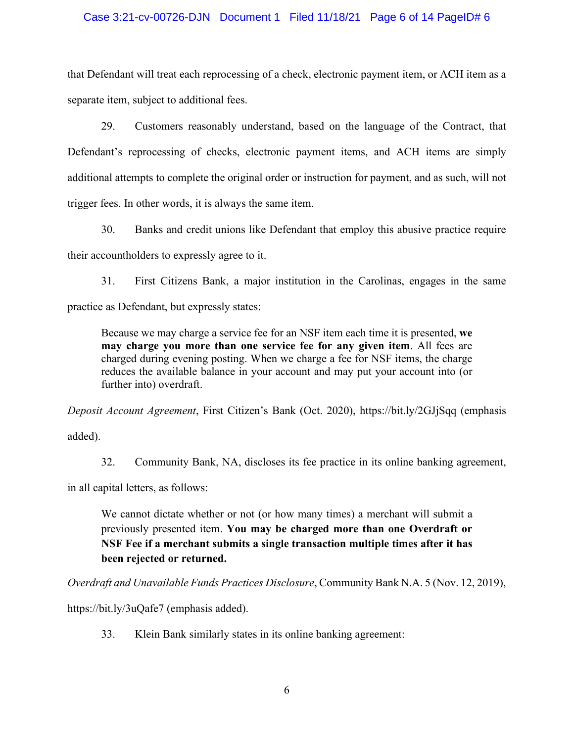that Defendant will treat each reprocessing of a check, electronic payment item, or ACH item as a separate item, subject to additional fees.

29. Customers reasonably understand, based on the language of the Contract, that Defendant's reprocessing of checks, electronic payment items, and ACH items are simply additional attempts to complete the original order or instruction for payment, and as such, will not trigger fees. In other words, it is always the same item.

30. Banks and credit unions like Defendant that employ this abusive practice require their accountholders to expressly agree to it.

31. First Citizens Bank, a major institution in the Carolinas, engages in the same practice as Defendant, but expressly states:

> Because we may charge a service fee for an NSF item each time it is presented, **we may charge you more than one service fee for any given item**. All fees are charged during evening posting. When we charge a fee for NSF items, the charge reduces the available balance in your account and may put your account into (or further into) overdraft.

*Deposit Account Agreement*, First Citizen's Bank (Oct. 2020), https://bit.ly/2GJjSqq (emphasis added).

32. Community Bank, NA, discloses its fee practice in its online banking agreement, in all capital letters, as follows:

> We cannot dictate whether or not (or how many times) a merchant will submit a previously presented item. **You may be charged more than one Overdraft or NSF Fee if a merchant submits a single transaction multiple times after it has been rejected or returned.**

*Overdraft and Unavailable Funds Practices Disclosure*, Community Bank N.A. 5 (Nov. 12, 2019), https://bit.ly/3uQafe7 (emphasis added).

33. Klein Bank similarly states in its online banking agreement: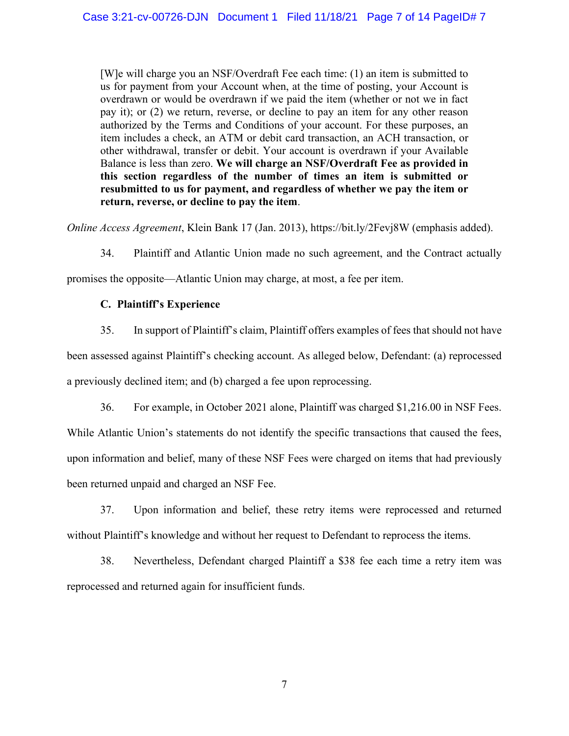> [W]e will charge you an NSF/Overdraft Fee each time: (1) an item is submitted to us for payment from your Account when, at the time of posting, your Account is overdrawn or would be overdrawn if we paid the item (whether or not we in fact pay it); or (2) we return, reverse, or decline to pay an item for any other reason authorized by the Terms and Conditions of your account. For these purposes, an item includes a check, an ATM or debit card transaction, an ACH transaction, or other withdrawal, transfer or debit. Your account is overdrawn if your Available Balance is less than zero. **We will charge an NSF/Overdraft Fee as provided in this section regardless of the number of times an item is submitted or resubmitted to us for payment, and regardless of whether we pay the item or return, reverse, or decline to pay the item**.

*Online Access Agreement*, Klein Bank 17 (Jan. 2013), https://bit.ly/2Fevj8W (emphasis added).

34. Plaintiff and Atlantic Union made no such agreement, and the Contract actually promises the opposite—Atlantic Union may charge, at most, a fee per item.

**C. Plaintiff's Experience**

35. In support of Plaintiff's claim, Plaintiff offers examples of fees that should not have been assessed against Plaintiff's checking account. As alleged below, Defendant: (a) reprocessed a previously declined item; and (b) charged a fee upon reprocessing.

36. For example, in October 2021 alone, Plaintiff was charged $1,216.00 in NSF Fees. While Atlantic Union's statements do not identify the specific transactions that caused the fees, upon information and belief, many of these NSF Fees were charged on items that had previously been returned unpaid and charged an NSF Fee.

37. Upon information and belief, these retry items were reprocessed and returned without Plaintiff's knowledge and without her request to Defendant to reprocess the items.

38. Nevertheless, Defendant charged Plaintiff a $38 fee each time a retry item was reprocessed and returned again for insufficient funds.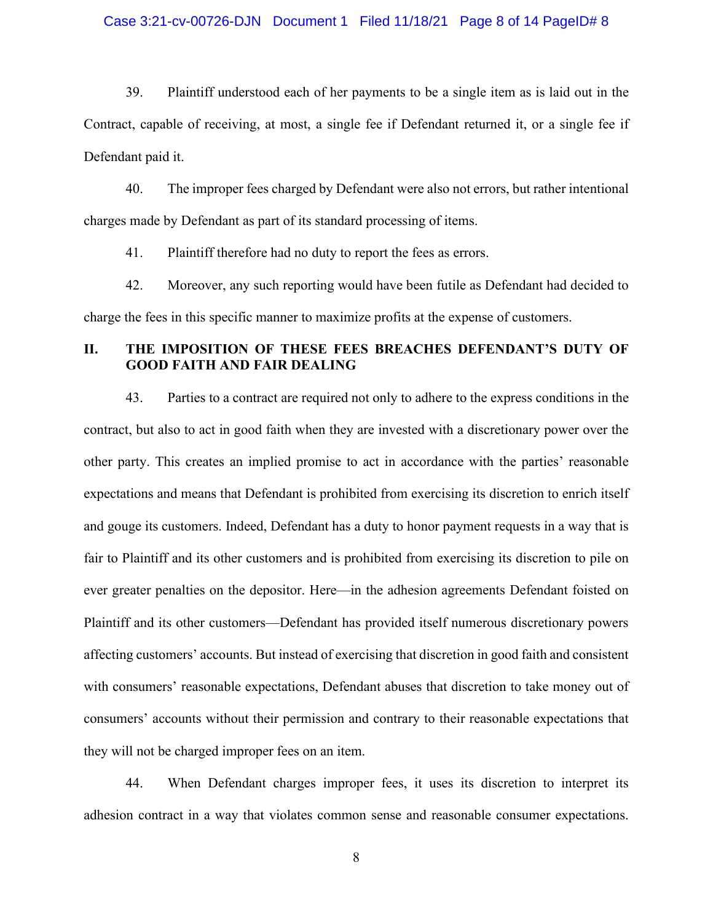39. Plaintiff understood each of her payments to be a single item as is laid out in the Contract, capable of receiving, at most, a single fee if Defendant returned it, or a single fee if Defendant paid it.

40. The improper fees charged by Defendant were also not errors, but rather intentional charges made by Defendant as part of its standard processing of items.

41. Plaintiff therefore had no duty to report the fees as errors.

42. Moreover, any such reporting would have been futile as Defendant had decided to charge the fees in this specific manner to maximize profits at the expense of customers.

## II. THE IMPOSITION OF THESE FEES BREACHES DEFENDANT'S DUTY OF GOOD FAITH AND FAIR DEALING

43. Parties to a contract are required not only to adhere to the express conditions in the contract, but also to act in good faith when they are invested with a discretionary power over the other party. This creates an implied promise to act in accordance with the parties' reasonable expectations and means that Defendant is prohibited from exercising its discretion to enrich itself and gouge its customers. Indeed, Defendant has a duty to honor payment requests in a way that is fair to Plaintiff and its other customers and is prohibited from exercising its discretion to pile on ever greater penalties on the depositor. Here—in the adhesion agreements Defendant foisted on Plaintiff and its other customers—Defendant has provided itself numerous discretionary powers affecting customers' accounts. But instead of exercising that discretion in good faith and consistent with consumers' reasonable expectations, Defendant abuses that discretion to take money out of consumers' accounts without their permission and contrary to their reasonable expectations that they will not be charged improper fees on an item.

44. When Defendant charges improper fees, it uses its discretion to interpret its adhesion contract in a way that violates common sense and reasonable consumer expectations.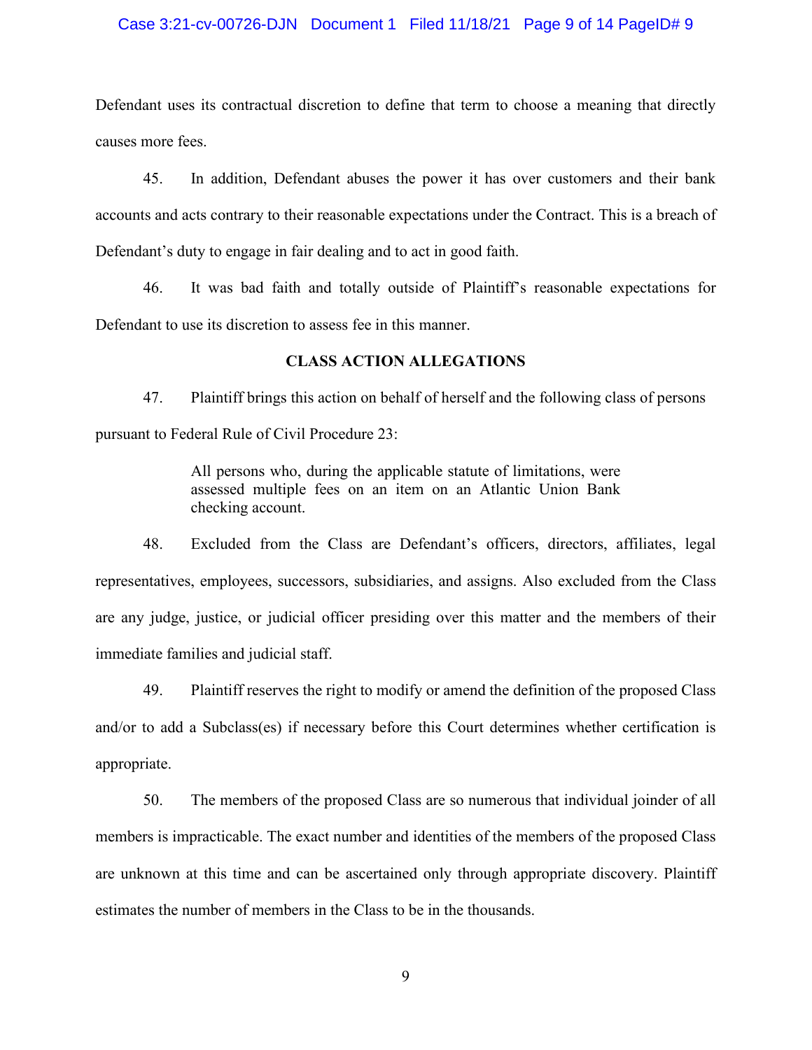Defendant uses its contractual discretion to define that term to choose a meaning that directly causes more fees.

45. In addition, Defendant abuses the power it has over customers and their bank accounts and acts contrary to their reasonable expectations under the Contract. This is a breach of Defendant's duty to engage in fair dealing and to act in good faith.

46. It was bad faith and totally outside of Plaintiff's reasonable expectations for Defendant to use its discretion to assess fee in this manner.

## CLASS ACTION ALLEGATIONS

47. Plaintiff brings this action on behalf of herself and the following class of persons pursuant to Federal Rule of Civil Procedure 23:

> All persons who, during the applicable statute of limitations, were assessed multiple fees on an item on an Atlantic Union Bank checking account.

48. Excluded from the Class are Defendant's officers, directors, affiliates, legal representatives, employees, successors, subsidiaries, and assigns. Also excluded from the Class are any judge, justice, or judicial officer presiding over this matter and the members of their immediate families and judicial staff.

49. Plaintiff reserves the right to modify or amend the definition of the proposed Class and/or to add a Subclass(es) if necessary before this Court determines whether certification is appropriate.

50. The members of the proposed Class are so numerous that individual joinder of all members is impracticable. The exact number and identities of the members of the proposed Class are unknown at this time and can be ascertained only through appropriate discovery. Plaintiff estimates the number of members in the Class to be in the thousands.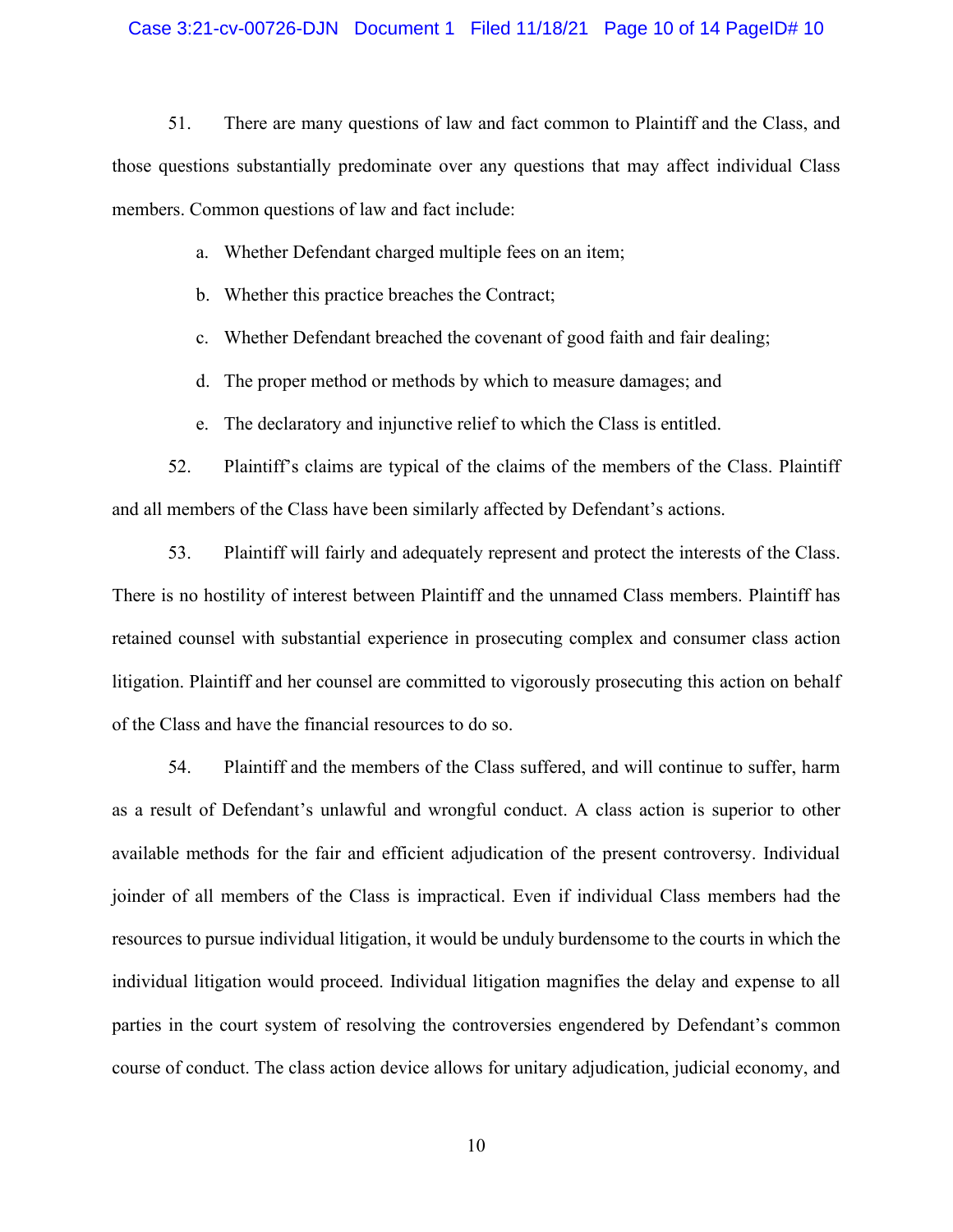51. There are many questions of law and fact common to Plaintiff and the Class, and those questions substantially predominate over any questions that may affect individual Class members. Common questions of law and fact include:

a. Whether Defendant charged multiple fees on an item;

b. Whether this practice breaches the Contract;

c. Whether Defendant breached the covenant of good faith and fair dealing;

d. The proper method or methods by which to measure damages; and

e. The declaratory and injunctive relief to which the Class is entitled.

52. Plaintiff's claims are typical of the claims of the members of the Class. Plaintiff and all members of the Class have been similarly affected by Defendant's actions.

53. Plaintiff will fairly and adequately represent and protect the interests of the Class. There is no hostility of interest between Plaintiff and the unnamed Class members. Plaintiff has retained counsel with substantial experience in prosecuting complex and consumer class action litigation. Plaintiff and her counsel are committed to vigorously prosecuting this action on behalf of the Class and have the financial resources to do so.

54. Plaintiff and the members of the Class suffered, and will continue to suffer, harm as a result of Defendant's unlawful and wrongful conduct. A class action is superior to other available methods for the fair and efficient adjudication of the present controversy. Individual joinder of all members of the Class is impractical. Even if individual Class members had the resources to pursue individual litigation, it would be unduly burdensome to the courts in which the individual litigation would proceed. Individual litigation magnifies the delay and expense to all parties in the court system of resolving the controversies engendered by Defendant's common course of conduct. The class action device allows for unitary adjudication, judicial economy, and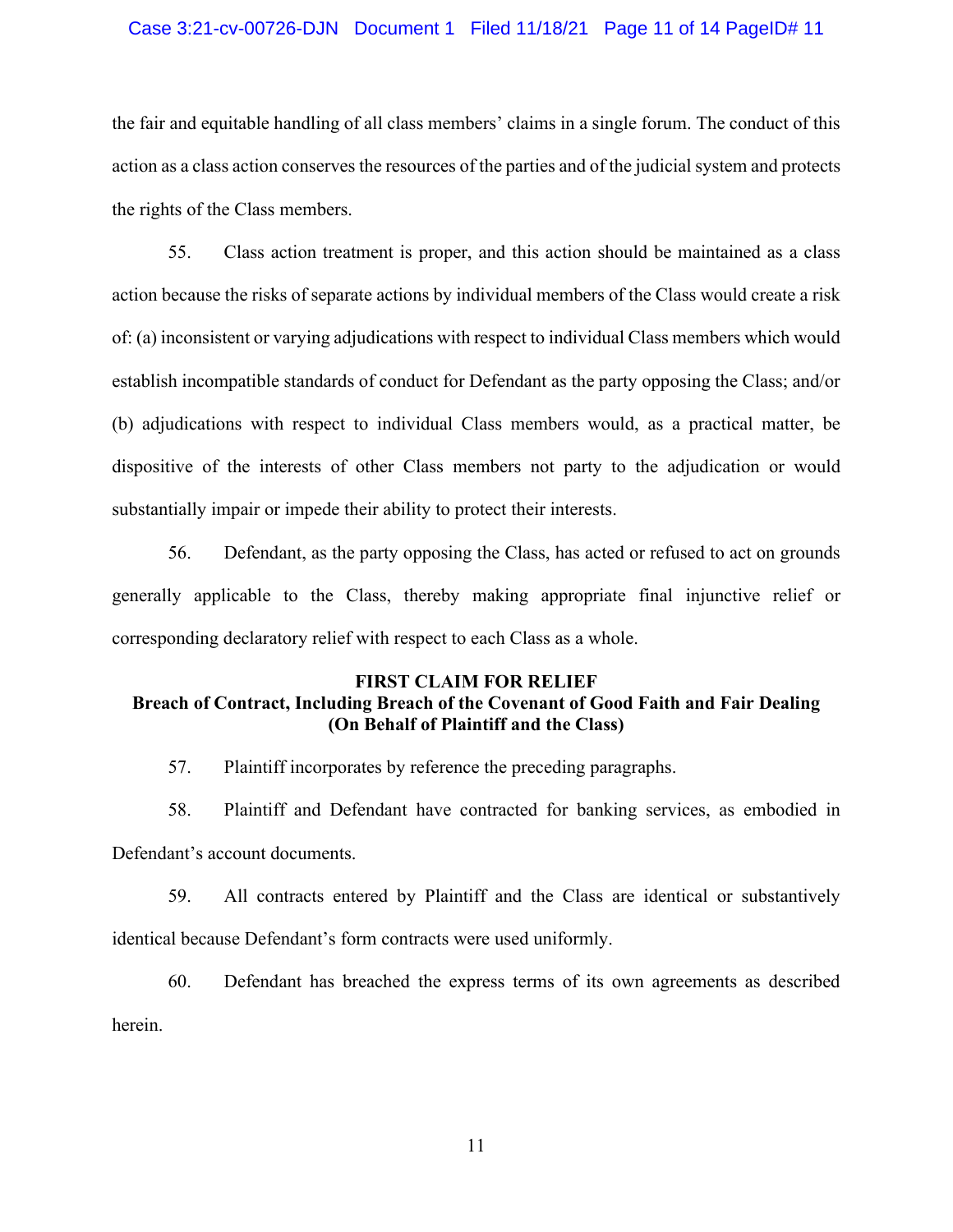the fair and equitable handling of all class members' claims in a single forum. The conduct of this action as a class action conserves the resources of the parties and of the judicial system and protects the rights of the Class members.

55. Class action treatment is proper, and this action should be maintained as a class action because the risks of separate actions by individual members of the Class would create a risk of: (a) inconsistent or varying adjudications with respect to individual Class members which would establish incompatible standards of conduct for Defendant as the party opposing the Class; and/or (b) adjudications with respect to individual Class members would, as a practical matter, be dispositive of the interests of other Class members not party to the adjudication or would substantially impair or impede their ability to protect their interests.

56. Defendant, as the party opposing the Class, has acted or refused to act on grounds generally applicable to the Class, thereby making appropriate final injunctive relief or corresponding declaratory relief with respect to each Class as a whole.

**FIRST CLAIM FOR RELIEF**
**Breach of Contract, Including Breach of the Covenant of Good Faith and Fair Dealing**
**(On Behalf of Plaintiff and the Class)**

57. Plaintiff incorporates by reference the preceding paragraphs.

58. Plaintiff and Defendant have contracted for banking services, as embodied in Defendant's account documents.

59. All contracts entered by Plaintiff and the Class are identical or substantively identical because Defendant's form contracts were used uniformly.

60. Defendant has breached the express terms of its own agreements as described herein.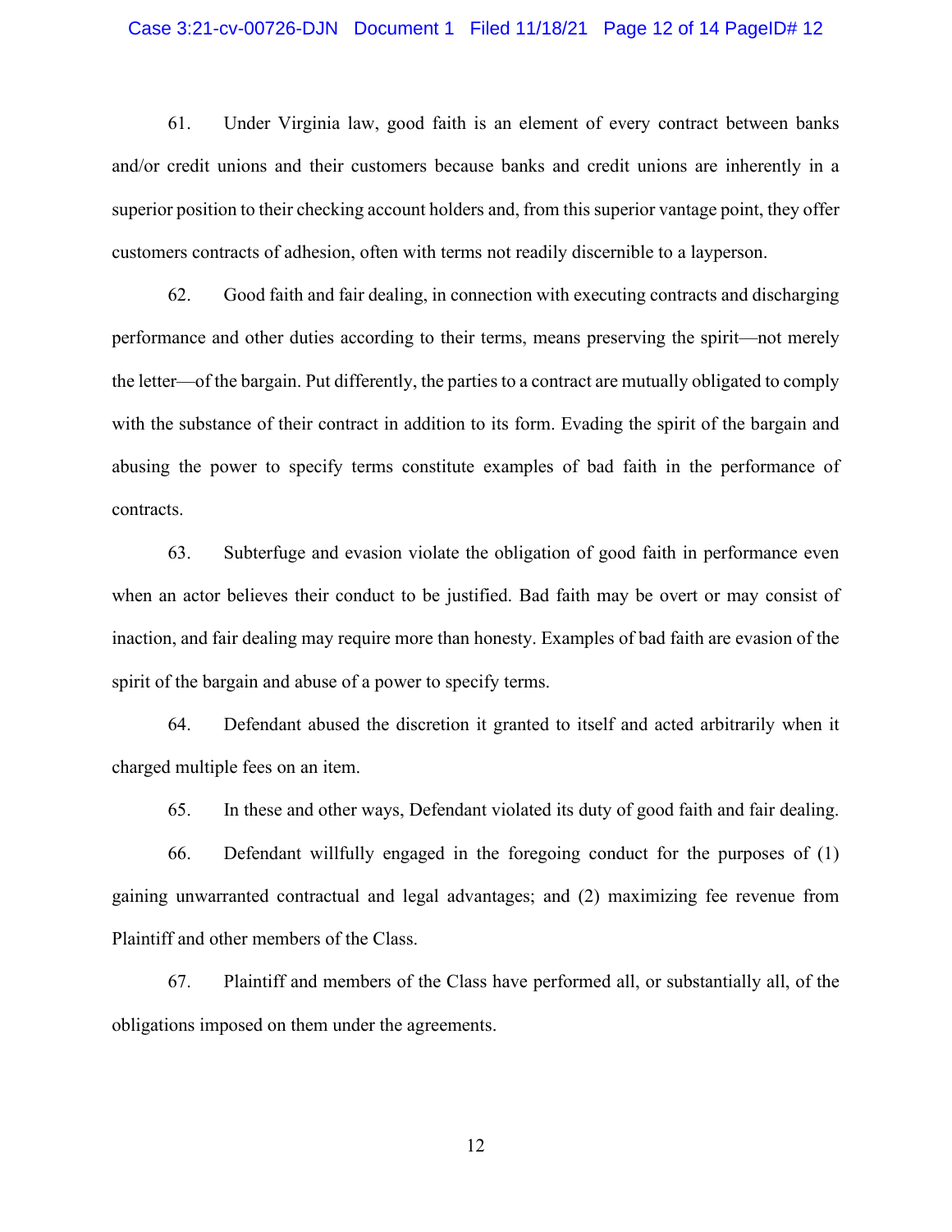61. Under Virginia law, good faith is an element of every contract between banks and/or credit unions and their customers because banks and credit unions are inherently in a superior position to their checking account holders and, from this superior vantage point, they offer customers contracts of adhesion, often with terms not readily discernible to a layperson.

62. Good faith and fair dealing, in connection with executing contracts and discharging performance and other duties according to their terms, means preserving the spirit—not merely the letter—of the bargain. Put differently, the parties to a contract are mutually obligated to comply with the substance of their contract in addition to its form. Evading the spirit of the bargain and abusing the power to specify terms constitute examples of bad faith in the performance of contracts.

63. Subterfuge and evasion violate the obligation of good faith in performance even when an actor believes their conduct to be justified. Bad faith may be overt or may consist of inaction, and fair dealing may require more than honesty. Examples of bad faith are evasion of the spirit of the bargain and abuse of a power to specify terms.

64. Defendant abused the discretion it granted to itself and acted arbitrarily when it charged multiple fees on an item.

65. In these and other ways, Defendant violated its duty of good faith and fair dealing.

66. Defendant willfully engaged in the foregoing conduct for the purposes of (1) gaining unwarranted contractual and legal advantages; and (2) maximizing fee revenue from Plaintiff and other members of the Class.

67. Plaintiff and members of the Class have performed all, or substantially all, of the obligations imposed on them under the agreements.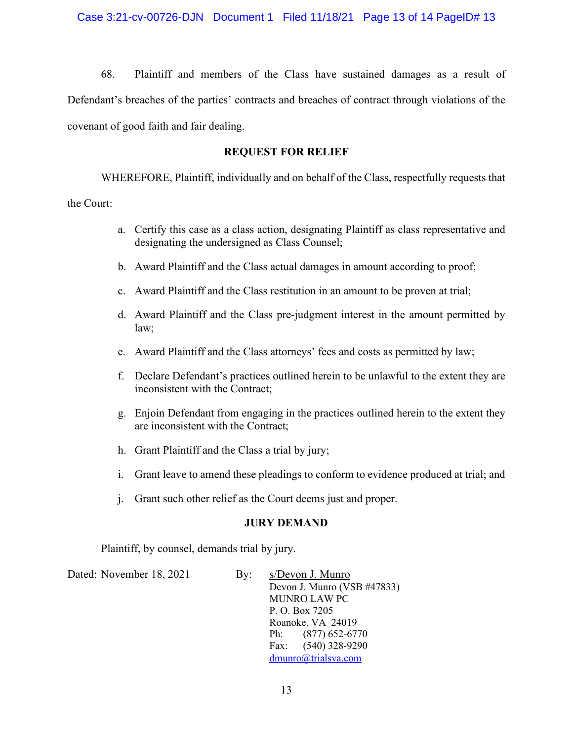68. Plaintiff and members of the Class have sustained damages as a result of Defendant's breaches of the parties' contracts and breaches of contract through violations of the covenant of good faith and fair dealing.

## REQUEST FOR RELIEF

WHEREFORE, Plaintiff, individually and on behalf of the Class, respectfully requests that the Court:

a. Certify this case as a class action, designating Plaintiff as class representative and designating the undersigned as Class Counsel;

b. Award Plaintiff and the Class actual damages in amount according to proof;

c. Award Plaintiff and the Class restitution in an amount to be proven at trial;

d. Award Plaintiff and the Class pre-judgment interest in the amount permitted by law;

e. Award Plaintiff and the Class attorneys' fees and costs as permitted by law;

f. Declare Defendant's practices outlined herein to be unlawful to the extent they are inconsistent with the Contract;

g. Enjoin Defendant from engaging in the practices outlined herein to the extent they are inconsistent with the Contract;

h. Grant Plaintiff and the Class a trial by jury;

i. Grant leave to amend these pleadings to conform to evidence produced at trial; and

j. Grant such other relief as the Court deems just and proper.

## JURY DEMAND

Plaintiff, by counsel, demands trial by jury.

Dated: November 18, 2021

By: s/Devon J. Munro
Devon J. Munro (VSB #47833)
MUNRO LAW PC
P. O. Box 7205
Roanoke, VA 24019
Ph: (877) 652-6770
Fax: (540) 328-9290
dmunro@trialsva.com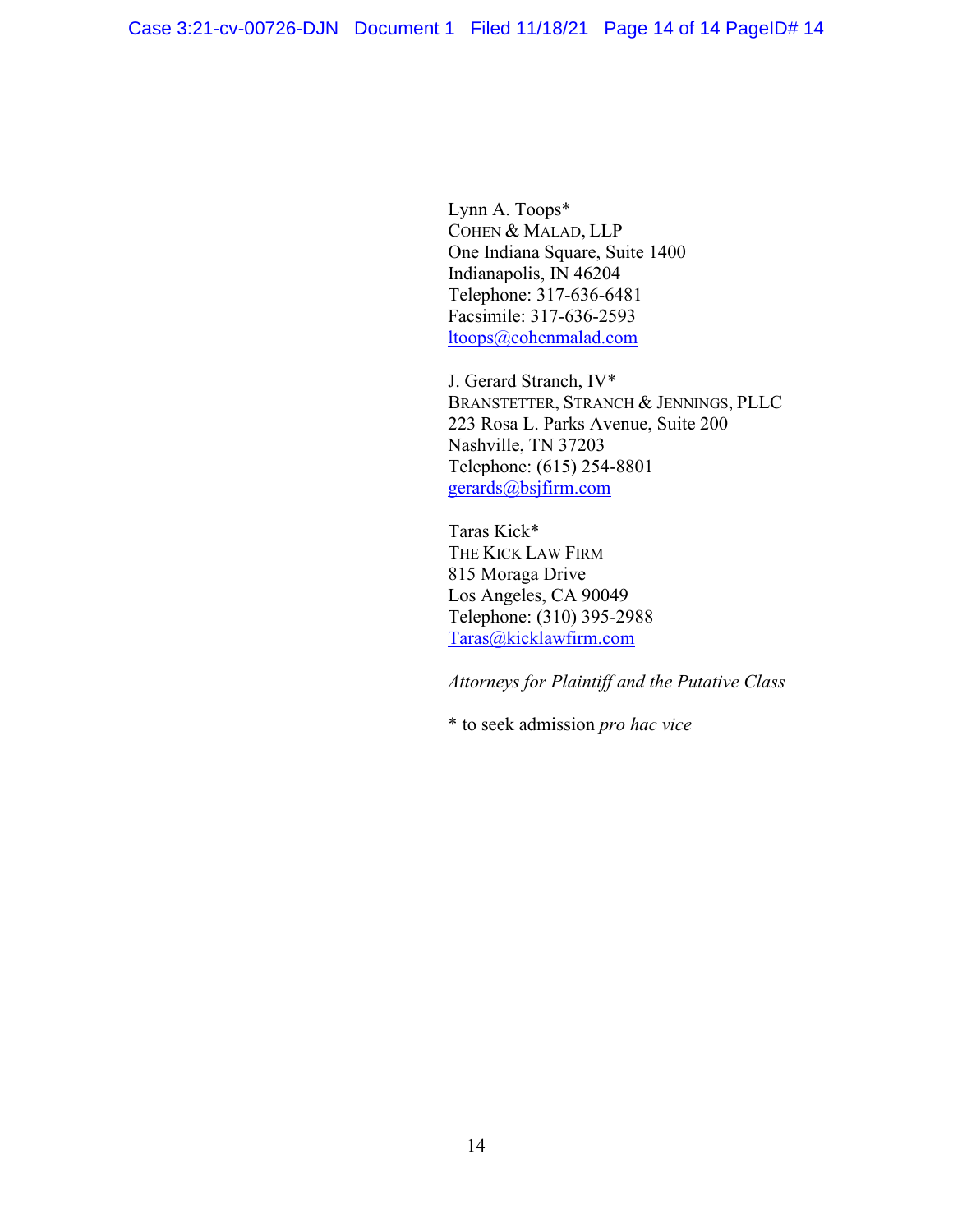Lynn A. Toops*
COHEN & MALAD, LLP
One Indiana Square, Suite 1400
Indianapolis, IN 46204
Telephone: 317-636-6481
Facsimile: 317-636-2593
ltoops@cohenmalad.com

J. Gerard Stranch, IV*
BRANSTETTER, STRANCH & JENNINGS, PLLC
223 Rosa L. Parks Avenue, Suite 200
Nashville, TN 37203
Telephone: (615) 254-8801
gerards@bsjfirm.com

Taras Kick*
THE KICK LAW FIRM
815 Moraga Drive
Los Angeles, CA 90049
Telephone: (310) 395-2988
Taras@kicklawfirm.com

*Attorneys for Plaintiff and the Putative Class*

* to seek admission *pro hac vice*